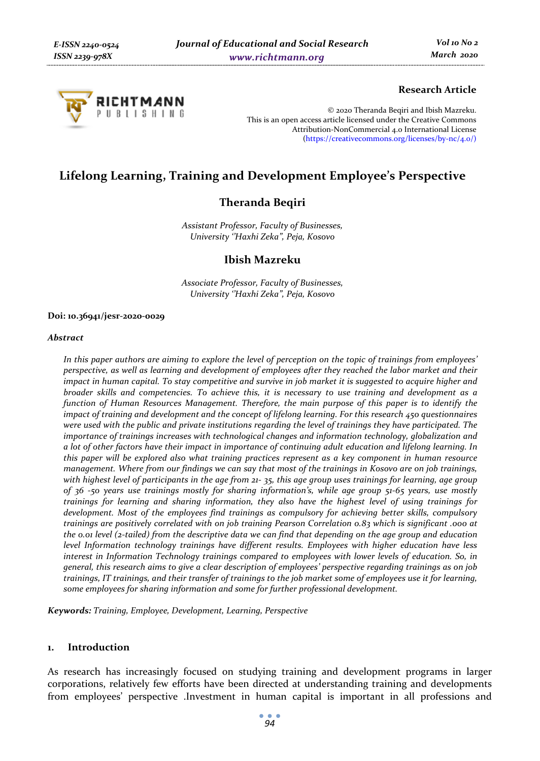**Research Article**

© 2020 Theranda Beqiri and Ibish Mazreku.
This is an open access article licensed under the Creative Commons Attribution-NonCommercial 4.0 International License
(https://creativecommons.org/licenses/by-nc/4.0/)

# Lifelong Learning, Training and Development Employee's Perspective

## Theranda Beqiri

*Assistant Professor, Faculty of Businesses,*
*University "Haxhi Zeka", Peja, Kosovo*

## Ibish Mazreku

*Associate Professor, Faculty of Businesses,*
*University "Haxhi Zeka", Peja, Kosovo*

**Doi: 10.36941/jesr-2020-0029**

### *Abstract*

*In this paper authors are aiming to explore the level of perception on the topic of trainings from employees' perspective, as well as learning and development of employees after they reached the labor market and their impact in human capital. To stay competitive and survive in job market it is suggested to acquire higher and broader skills and competencies. To achieve this, it is necessary to use training and development as a function of Human Resources Management. Therefore, the main purpose of this paper is to identify the impact of training and development and the concept of lifelong learning. For this research 450 questionnaires were used with the public and private institutions regarding the level of trainings they have participated. The importance of trainings increases with technological changes and information technology, globalization and a lot of other factors have their impact in importance of continuing adult education and lifelong learning. In this paper will be explored also what training practices represent as a key component in human resource management. Where from our findings we can say that most of the trainings in Kosovo are on job trainings, with highest level of participants in the age from 21- 35, this age group uses trainings for learning, age group of 36 -50 years use trainings mostly for sharing information's, while age group 51-65 years, use mostly trainings for learning and sharing information, they also have the highest level of using trainings for development. Most of the employees find trainings as compulsory for achieving better skills, compulsory trainings are positively correlated with on job training Pearson Correlation 0.83 which is significant .000 at the 0.01 level (2-tailed) from the descriptive data we can find that depending on the age group and education level Information technology trainings have different results. Employees with higher education have less interest in Information Technology trainings compared to employees with lower levels of education. So, in general, this research aims to give a clear description of employees' perspective regarding trainings as on job trainings, IT trainings, and their transfer of trainings to the job market some of employees use it for learning, some employees for sharing information and some for further professional development.*

***Keywords:*** *Training, Employee, Development, Learning, Perspective*

## 1. Introduction

As research has increasingly focused on studying training and development programs in larger corporations, relatively few efforts have been directed at understanding training and developments from employees' perspective .Investment in human capital is important in all professions and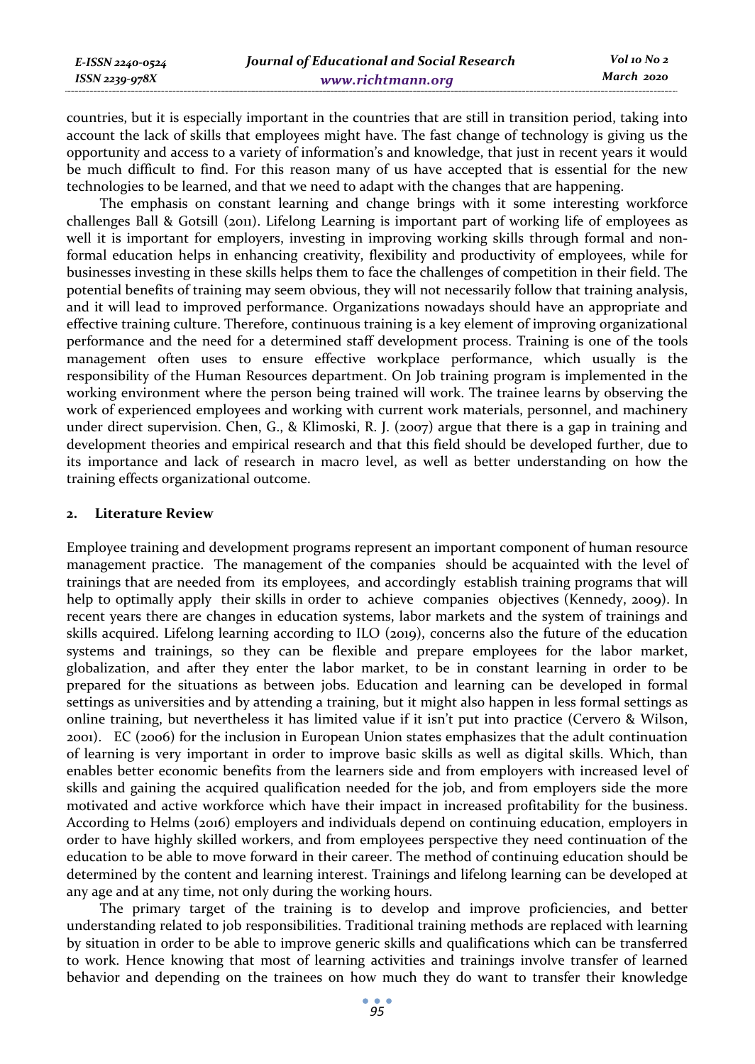countries, but it is especially important in the countries that are still in transition period, taking into account the lack of skills that employees might have. The fast change of technology is giving us the opportunity and access to a variety of information's and knowledge, that just in recent years it would be much difficult to find. For this reason many of us have accepted that is essential for the new technologies to be learned, and that we need to adapt with the changes that are happening.

The emphasis on constant learning and change brings with it some interesting workforce challenges Ball & Gotsill (2011). Lifelong Learning is important part of working life of employees as well it is important for employers, investing in improving working skills through formal and non-formal education helps in enhancing creativity, flexibility and productivity of employees, while for businesses investing in these skills helps them to face the challenges of competition in their field. The potential benefits of training may seem obvious, they will not necessarily follow that training analysis, and it will lead to improved performance. Organizations nowadays should have an appropriate and effective training culture. Therefore, continuous training is a key element of improving organizational performance and the need for a determined staff development process. Training is one of the tools management often uses to ensure effective workplace performance, which usually is the responsibility of the Human Resources department. On Job training program is implemented in the working environment where the person being trained will work. The trainee learns by observing the work of experienced employees and working with current work materials, personnel, and machinery under direct supervision. Chen, G., & Klimoski, R. J. (2007) argue that there is a gap in training and development theories and empirical research and that this field should be developed further, due to its importance and lack of research in macro level, as well as better understanding on how the training effects organizational outcome.

## 2. Literature Review

Employee training and development programs represent an important component of human resource management practice. The management of the companies should be acquainted with the level of trainings that are needed from its employees, and accordingly establish training programs that will help to optimally apply their skills in order to achieve companies objectives (Kennedy, 2009). In recent years there are changes in education systems, labor markets and the system of trainings and skills acquired. Lifelong learning according to ILO (2019), concerns also the future of the education systems and trainings, so they can be flexible and prepare employees for the labor market, globalization, and after they enter the labor market, to be in constant learning in order to be prepared for the situations as between jobs. Education and learning can be developed in formal settings as universities and by attending a training, but it might also happen in less formal settings as online training, but nevertheless it has limited value if it isn't put into practice (Cervero & Wilson, 2001). EC (2006) for the inclusion in European Union states emphasizes that the adult continuation of learning is very important in order to improve basic skills as well as digital skills. Which, than enables better economic benefits from the learners side and from employers with increased level of skills and gaining the acquired qualification needed for the job, and from employers side the more motivated and active workforce which have their impact in increased profitability for the business. According to Helms (2016) employers and individuals depend on continuing education, employers in order to have highly skilled workers, and from employees perspective they need continuation of the education to be able to move forward in their career. The method of continuing education should be determined by the content and learning interest. Trainings and lifelong learning can be developed at any age and at any time, not only during the working hours.

The primary target of the training is to develop and improve proficiencies, and better understanding related to job responsibilities. Traditional training methods are replaced with learning by situation in order to be able to improve generic skills and qualifications which can be transferred to work. Hence knowing that most of learning activities and trainings involve transfer of learned behavior and depending on the trainees on how much they do want to transfer their knowledge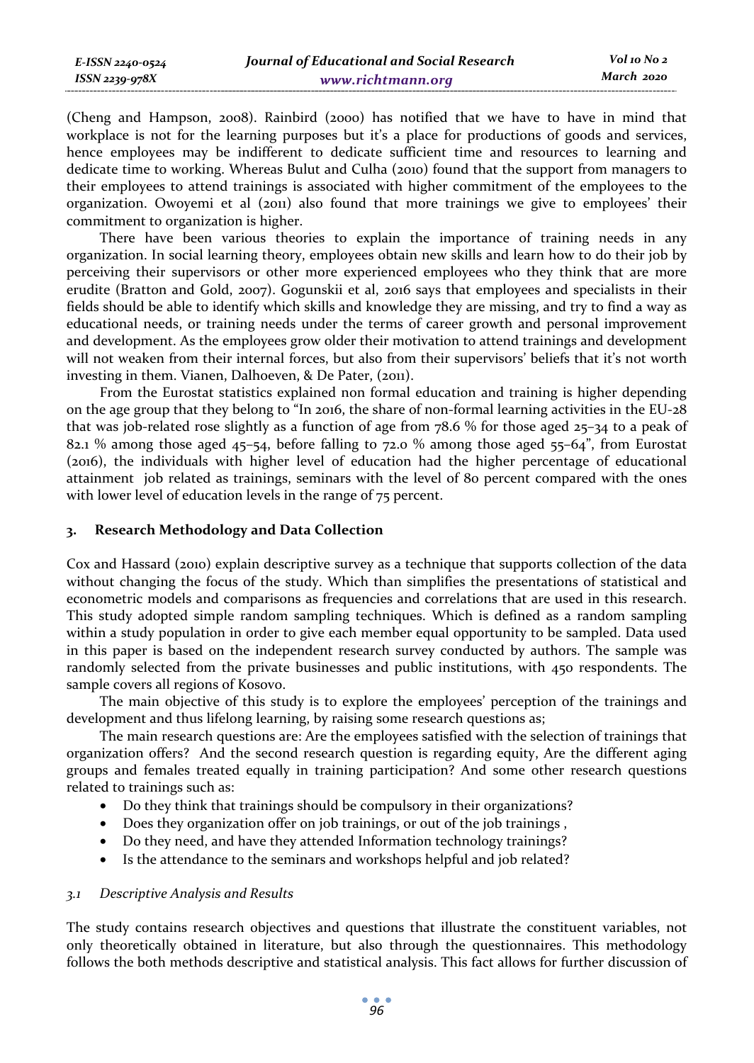(Cheng and Hampson, 2008). Rainbird (2000) has notified that we have to have in mind that workplace is not for the learning purposes but it's a place for productions of goods and services, hence employees may be indifferent to dedicate sufficient time and resources to learning and dedicate time to working. Whereas Bulut and Culha (2010) found that the support from managers to their employees to attend trainings is associated with higher commitment of the employees to the organization. Owoyemi et al (2011) also found that more trainings we give to employees' their commitment to organization is higher.

There have been various theories to explain the importance of training needs in any organization. In social learning theory, employees obtain new skills and learn how to do their job by perceiving their supervisors or other more experienced employees who they think that are more erudite (Bratton and Gold, 2007). Gogunskii et al, 2016 says that employees and specialists in their fields should be able to identify which skills and knowledge they are missing, and try to find a way as educational needs, or training needs under the terms of career growth and personal improvement and development. As the employees grow older their motivation to attend trainings and development will not weaken from their internal forces, but also from their supervisors' beliefs that it's not worth investing in them. Vianen, Dalhoeven, & De Pater, (2011).

From the Eurostat statistics explained non formal education and training is higher depending on the age group that they belong to "In 2016, the share of non-formal learning activities in the EU-28 that was job-related rose slightly as a function of age from 78.6 % for those aged 25–34 to a peak of 82.1 % among those aged 45–54, before falling to 72.0 % among those aged 55–64", from Eurostat (2016), the individuals with higher level of education had the higher percentage of educational attainment job related as trainings, seminars with the level of 80 percent compared with the ones with lower level of education levels in the range of 75 percent.

## 3. Research Methodology and Data Collection

Cox and Hassard (2010) explain descriptive survey as a technique that supports collection of the data without changing the focus of the study. Which than simplifies the presentations of statistical and econometric models and comparisons as frequencies and correlations that are used in this research. This study adopted simple random sampling techniques. Which is defined as a random sampling within a study population in order to give each member equal opportunity to be sampled. Data used in this paper is based on the independent research survey conducted by authors. The sample was randomly selected from the private businesses and public institutions, with 450 respondents. The sample covers all regions of Kosovo.

The main objective of this study is to explore the employees' perception of the trainings and development and thus lifelong learning, by raising some research questions as;

The main research questions are: Are the employees satisfied with the selection of trainings that organization offers? And the second research question is regarding equity, Are the different aging groups and females treated equally in training participation? And some other research questions related to trainings such as:

- Do they think that trainings should be compulsory in their organizations?
- Does they organization offer on job trainings, or out of the job trainings ,
- Do they need, and have they attended Information technology trainings?
- Is the attendance to the seminars and workshops helpful and job related?

### *3.1 Descriptive Analysis and Results*

The study contains research objectives and questions that illustrate the constituent variables, not only theoretically obtained in literature, but also through the questionnaires. This methodology follows the both methods descriptive and statistical analysis. This fact allows for further discussion of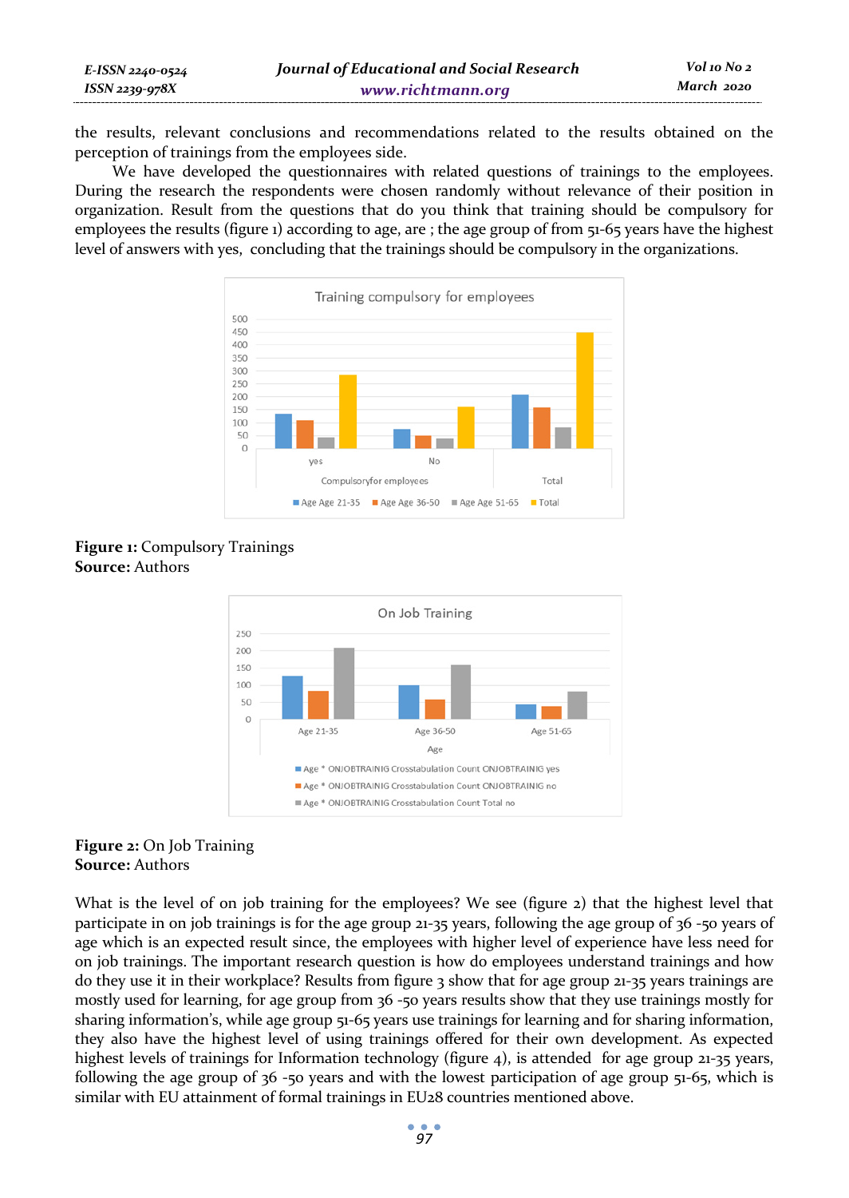the results, relevant conclusions and recommendations related to the results obtained on the perception of trainings from the employees side.

We have developed the questionnaires with related questions of trainings to the employees. During the research the respondents were chosen randomly without relevance of their position in organization. Result from the questions that do you think that training should be compulsory for employees the results (figure 1) according to age, are ; the age group of from 51-65 years have the highest level of answers with yes, concluding that the trainings should be compulsory in the organizations.

**Figure 1:** Compulsory Trainings
**Source:** Authors

**Figure 2:** On Job Training
**Source:** Authors

What is the level of on job training for the employees? We see (figure 2) that the highest level that participate in on job trainings is for the age group 21-35 years, following the age group of 36 -50 years of age which is an expected result since, the employees with higher level of experience have less need for on job trainings. The important research question is how do employees understand trainings and how do they use it in their workplace? Results from figure 3 show that for age group 21-35 years trainings are mostly used for learning, for age group from 36 -50 years results show that they use trainings mostly for sharing information's, while age group 51-65 years use trainings for learning and for sharing information, they also have the highest level of using trainings offered for their own development. As expected highest levels of trainings for Information technology (figure 4), is attended for age group 21-35 years, following the age group of 36 -50 years and with the lowest participation of age group 51-65, which is similar with EU attainment of formal trainings in EU28 countries mentioned above.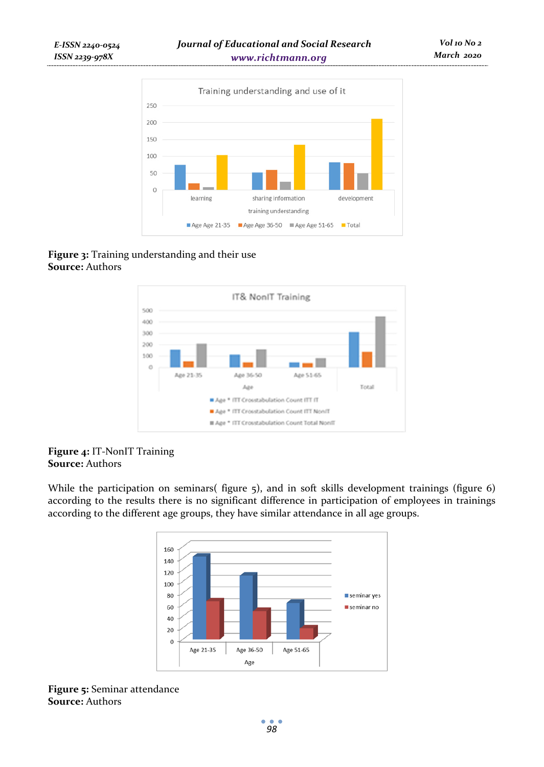**Figure 3:** Training understanding and their use
**Source:** Authors

**Figure 4:** IT-NonIT Training
**Source:** Authors

While the participation on seminars( figure 5), and in soft skills development trainings (figure 6) according to the results there is no significant difference in participation of employees in trainings according to the different age groups, they have similar attendance in all age groups.

**Figure 5:** Seminar attendance
**Source:** Authors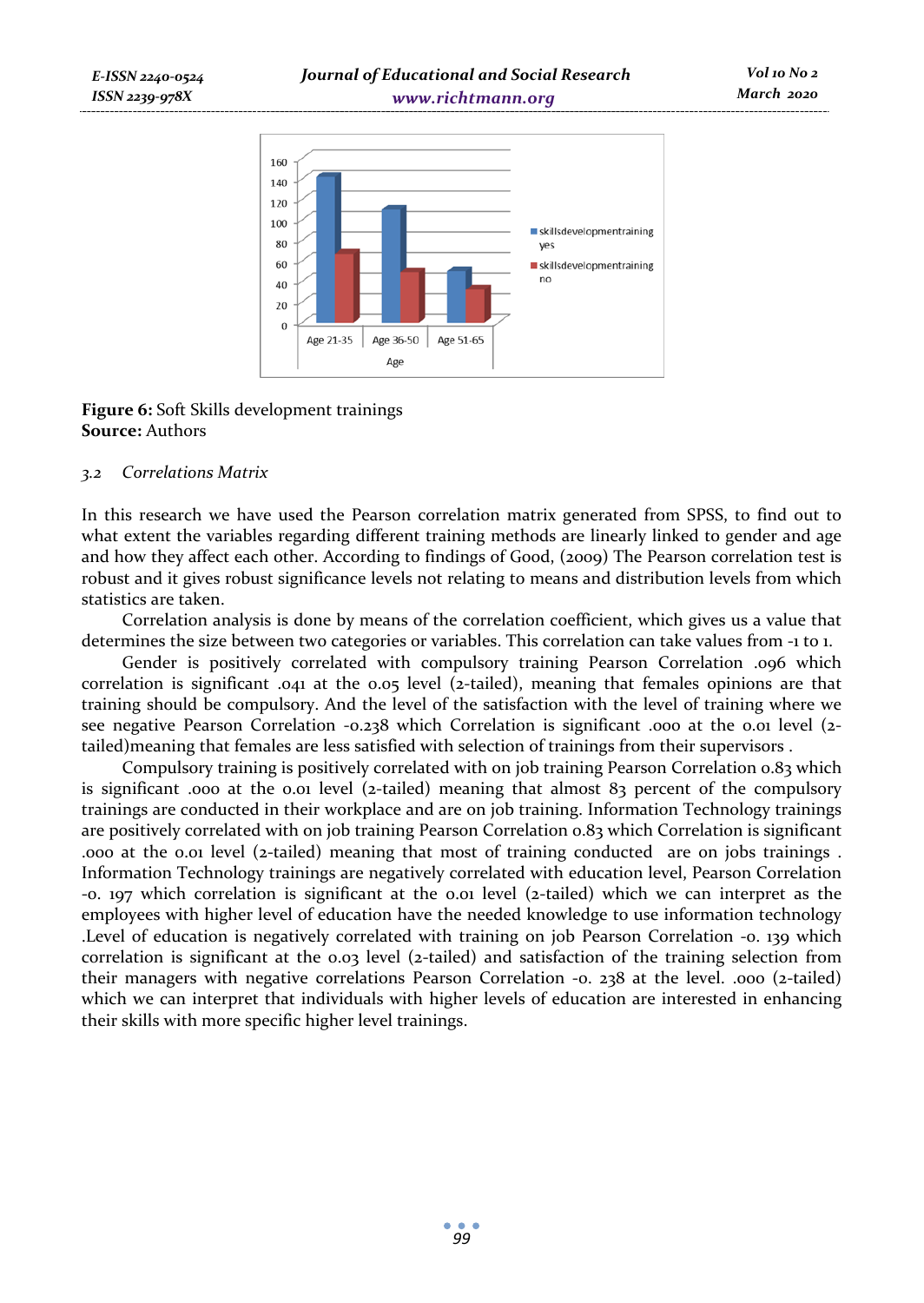**Figure 6:** Soft Skills development trainings
**Source:** Authors

### *3.2 Correlations Matrix*

In this research we have used the Pearson correlation matrix generated from SPSS, to find out to what extent the variables regarding different training methods are linearly linked to gender and age and how they affect each other. According to findings of Good, (2009) The Pearson correlation test is robust and it gives robust significance levels not relating to means and distribution levels from which statistics are taken.

Correlation analysis is done by means of the correlation coefficient, which gives us a value that determines the size between two categories or variables. This correlation can take values from -1 to 1.

Gender is positively correlated with compulsory training Pearson Correlation .096 which correlation is significant .041 at the 0.05 level (2-tailed), meaning that females opinions are that training should be compulsory. And the level of the satisfaction with the level of training where we see negative Pearson Correlation -0.238 which Correlation is significant .000 at the 0.01 level (2-tailed)meaning that females are less satisfied with selection of trainings from their supervisors .

Compulsory training is positively correlated with on job training Pearson Correlation 0.83 which is significant .000 at the 0.01 level (2-tailed) meaning that almost 83 percent of the compulsory trainings are conducted in their workplace and are on job training. Information Technology trainings are positively correlated with on job training Pearson Correlation 0.83 which Correlation is significant .000 at the 0.01 level (2-tailed) meaning that most of training conducted are on jobs trainings . Information Technology trainings are negatively correlated with education level, Pearson Correlation -0. 197 which correlation is significant at the 0.01 level (2-tailed) which we can interpret as the employees with higher level of education have the needed knowledge to use information technology .Level of education is negatively correlated with training on job Pearson Correlation -0. 139 which correlation is significant at the 0.03 level (2-tailed) and satisfaction of the training selection from their managers with negative correlations Pearson Correlation -0. 238 at the level. .000 (2-tailed) which we can interpret that individuals with higher levels of education are interested in enhancing their skills with more specific higher level trainings.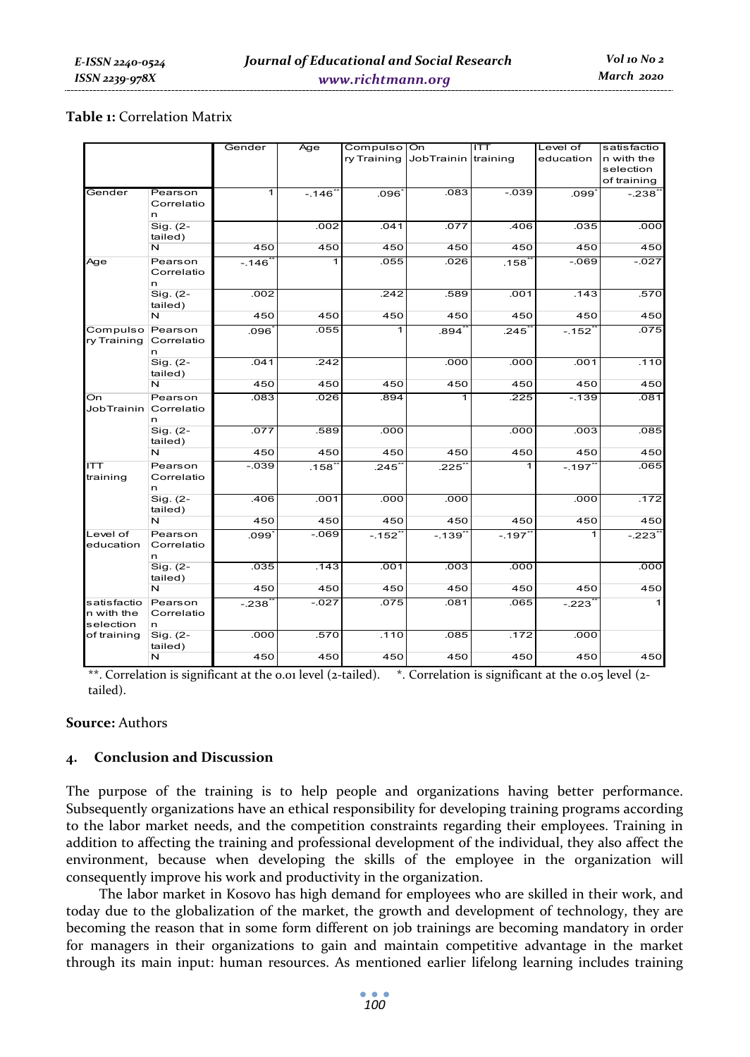**Table 1:** Correlation Matrix

| | | Gender | Age | Compulsory Training | On JobTraining | ITT training | Level of education | satisfaction with the selection of training |
|---|---|---|---|---|---|---|---|---|
| Gender | Pearson Correlation | 1 | -.146** | .096* | .083 | -.039 | .099* | -.238** |
| | Sig. (2-tailed) | | .002 | .041 | .077 | .406 | .035 | .000 |
| | N | 450 | 450 | 450 | 450 | 450 | 450 | 450 |
| Age | Pearson Correlation | -.146** | 1 | .055 | .026 | .158** | -.069 | -.027 |
| | Sig. (2-tailed) | .002 | | .242 | .589 | .001 | .143 | .570 |
| | N | 450 | 450 | 450 | 450 | 450 | 450 | 450 |
| Compulsory Training | Pearson Correlation | .096* | .055 | 1 | .894** | .245** | -.152** | .075 |
| | Sig. (2-tailed) | .041 | .242 | | .000 | .000 | .001 | .110 |
| | N | 450 | 450 | 450 | 450 | 450 | 450 | 450 |
| On JobTraining | Pearson Correlation | .083 | .026 | .894 | 1 | .225 | -.139 | .081 |
| | Sig. (2-tailed) | .077 | .589 | .000 | | .000 | .003 | .085 |
| | N | 450 | 450 | 450 | 450 | 450 | 450 | 450 |
| ITT training | Pearson Correlation | -.039 | .158** | .245** | .225** | 1 | -.197** | .065 |
| | Sig. (2-tailed) | .406 | .001 | .000 | .000 | | .000 | .172 |
| | N | 450 | 450 | 450 | 450 | 450 | 450 | 450 |
| Level of education | Pearson Correlation | .099* | -.069 | -.152** | -.139** | -.197** | 1 | -.223** |
| | Sig. (2-tailed) | .035 | .143 | .001 | .003 | .000 | | .000 |
| | N | 450 | 450 | 450 | 450 | 450 | 450 | 450 |
| satisfaction with the selection of training | Pearson Correlation | -.238** | -.027 | .075 | .081 | .065 | -.223** | 1 |
| | Sig. (2-tailed) | .000 | .570 | .110 | .085 | .172 | .000 | |
| | N | 450 | 450 | 450 | 450 | 450 | 450 | 450 |

**. Correlation is significant at the 0.01 level (2-tailed). *. Correlation is significant at the 0.05 level (2-tailed).

**Source:** Authors

## 4. Conclusion and Discussion

The purpose of the training is to help people and organizations having better performance. Subsequently organizations have an ethical responsibility for developing training programs according to the labor market needs, and the competition constraints regarding their employees. Training in addition to affecting the training and professional development of the individual, they also affect the environment, because when developing the skills of the employee in the organization will consequently improve his work and productivity in the organization.

The labor market in Kosovo has high demand for employees who are skilled in their work, and today due to the globalization of the market, the growth and development of technology, they are becoming the reason that in some form different on job trainings are becoming mandatory in order for managers in their organizations to gain and maintain competitive advantage in the market through its main input: human resources. As mentioned earlier lifelong learning includes training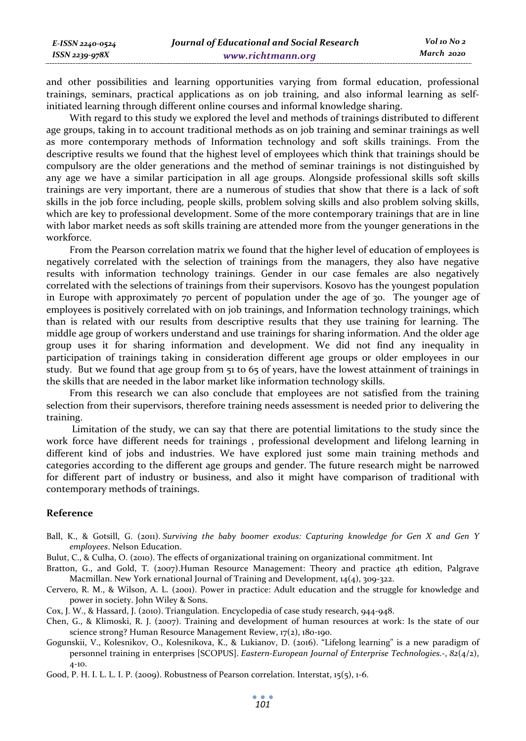and other possibilities and learning opportunities varying from formal education, professional trainings, seminars, practical applications as on job training, and also informal learning as self-initiated learning through different online courses and informal knowledge sharing.

With regard to this study we explored the level and methods of trainings distributed to different age groups, taking in to account traditional methods as on job training and seminar trainings as well as more contemporary methods of Information technology and soft skills trainings. From the descriptive results we found that the highest level of employees which think that trainings should be compulsory are the older generations and the method of seminar trainings is not distinguished by any age we have a similar participation in all age groups. Alongside professional skills soft skills trainings are very important, there are a numerous of studies that show that there is a lack of soft skills in the job force including, people skills, problem solving skills and also problem solving skills, which are key to professional development. Some of the more contemporary trainings that are in line with labor market needs as soft skills training are attended more from the younger generations in the workforce.

From the Pearson correlation matrix we found that the higher level of education of employees is negatively correlated with the selection of trainings from the managers, they also have negative results with information technology trainings. Gender in our case females are also negatively correlated with the selections of trainings from their supervisors. Kosovo has the youngest population in Europe with approximately 70 percent of population under the age of 30. The younger age of employees is positively correlated with on job trainings, and Information technology trainings, which than is related with our results from descriptive results that they use training for learning. The middle age group of workers understand and use trainings for sharing information. And the older age group uses it for sharing information and development. We did not find any inequality in participation of trainings taking in consideration different age groups or older employees in our study. But we found that age group from 51 to 65 of years, have the lowest attainment of trainings in the skills that are needed in the labor market like information technology skills.

From this research we can also conclude that employees are not satisfied from the training selection from their supervisors, therefore training needs assessment is needed prior to delivering the training.

Limitation of the study, we can say that there are potential limitations to the study since the work force have different needs for trainings , professional development and lifelong learning in different kind of jobs and industries. We have explored just some main training methods and categories according to the different age groups and gender. The future research might be narrowed for different part of industry or business, and also it might have comparison of traditional with contemporary methods of trainings.

## Reference

Ball, K., & Gotsill, G. (2011). *Surviving the baby boomer exodus: Capturing knowledge for Gen X and Gen Y employees*. Nelson Education.

Bulut, C., & Culha, O. (2010). The effects of organizational training on organizational commitment. Int

Bratton, G., and Gold, T. (2007).Human Resource Management: Theory and practice 4th edition, Palgrave Macmillan. New York ernational Journal of Training and Development, 14(4), 309-322.

Cervero, R. M., & Wilson, A. L. (2001). Power in practice: Adult education and the struggle for knowledge and power in society. John Wiley & Sons.

Cox, J. W., & Hassard, J. (2010). Triangulation. Encyclopedia of case study research, 944-948.

Chen, G., & Klimoski, R. J. (2007). Training and development of human resources at work: Is the state of our science strong? Human Resource Management Review, 17(2), 180-190.

Gogunskii, V., Kolesnikov, O., Kolesnikova, K., & Lukianov, D. (2016). "Lifelong learning" is a new paradigm of personnel training in enterprises [SCOPUS]. *Eastern-European Journal of Enterprise Technologies.-*, *82*(4/2), 4-10.

Good, P. H. I. L. L. I. P. (2009). Robustness of Pearson correlation. Interstat, 15(5), 1-6.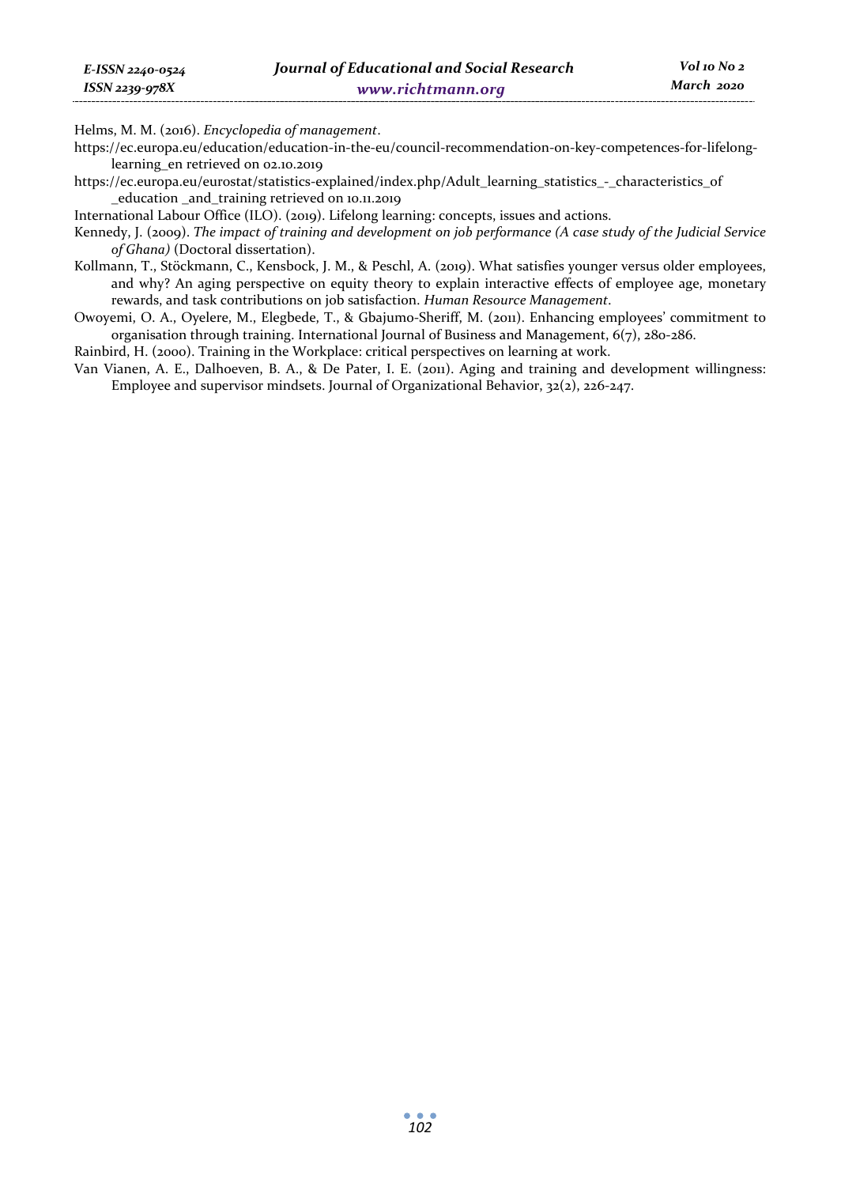Helms, M. M. (2016). *Encyclopedia of management*.

https://ec.europa.eu/education/education-in-the-eu/council-recommendation-on-key-competences-for-lifelong-learning_en retrieved on 02.10.2019

https://ec.europa.eu/eurostat/statistics-explained/index.php/Adult_learning_statistics_-_characteristics_of _education _and_training retrieved on 10.11.2019

International Labour Office (ILO). (2019). Lifelong learning: concepts, issues and actions.

Kennedy, J. (2009). *The impact of training and development on job performance (A case study of the Judicial Service of Ghana)* (Doctoral dissertation).

Kollmann, T., Stöckmann, C., Kensbock, J. M., & Peschl, A. (2019). What satisfies younger versus older employees, and why? An aging perspective on equity theory to explain interactive effects of employee age, monetary rewards, and task contributions on job satisfaction. *Human Resource Management*.

Owoyemi, O. A., Oyelere, M., Elegbede, T., & Gbajumo-Sheriff, M. (2011). Enhancing employees' commitment to organisation through training. International Journal of Business and Management, 6(7), 280-286.

Rainbird, H. (2000). Training in the Workplace: critical perspectives on learning at work.

Van Vianen, A. E., Dalhoeven, B. A., & De Pater, I. E. (2011). Aging and training and development willingness: Employee and supervisor mindsets. Journal of Organizational Behavior, 32(2), 226-247.